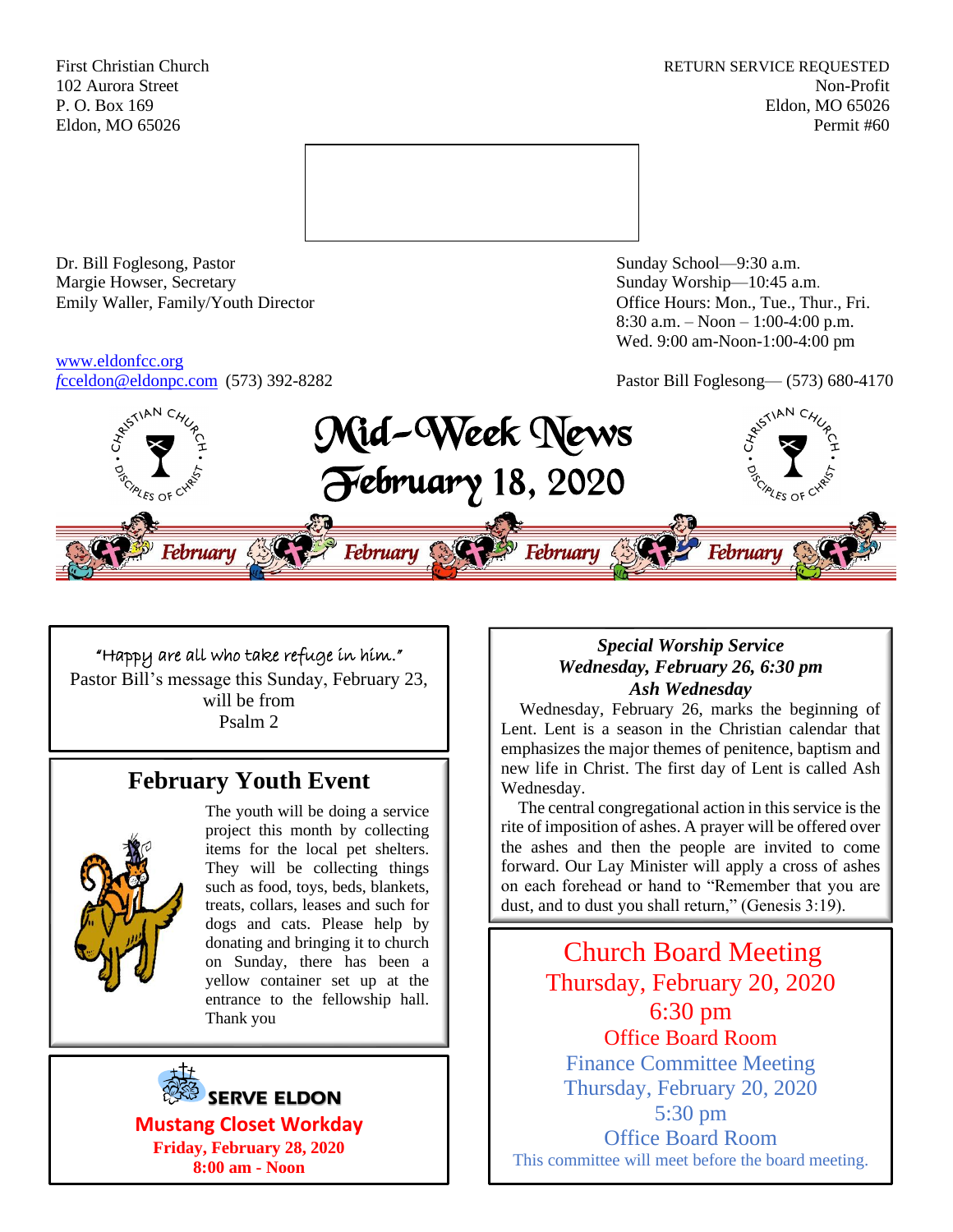First Christian Church
102 Aurora Street
P. O. Box 169
Eldon, MO 65026

RETURN SERVICE REQUESTED
Non-Profit
Eldon, MO 65026
Permit #60

Dr. Bill Foglesong, Pastor
Margie Howser, Secretary
Emily Waller, Family/Youth Director

Sunday School—9:30 a.m.
Sunday Worship—10:45 a.m.
Office Hours: Mon., Tue., Thur., Fri.
8:30 a.m. – Noon – 1:00-4:00 p.m.
Wed. 9:00 am-Noon-1:00-4:00 pm

www.eldonfcc.org
fcceldon@eldonpc.com (573) 392-8282

Pastor Bill Foglesong— (573) 680-4170

# Mid-Week News
# February 18, 2020

February February February February

"Happy are all who take refuge in him."
Pastor Bill's message this Sunday, February 23, will be from
Psalm 2

## February Youth Event

The youth will be doing a service project this month by collecting items for the local pet shelters. They will be collecting things such as food, toys, beds, blankets, treats, collars, leases and such for dogs and cats. Please help by donating and bringing it to church on Sunday, there has been a yellow container set up at the entrance to the fellowship hall. Thank you

**SERVE ELDON**

**Mustang Closet Workday**
**Friday, February 28, 2020**
**8:00 am - Noon**

***Special Worship Service***
***Wednesday, February 26, 6:30 pm***
***Ash Wednesday***

Wednesday, February 26, marks the beginning of Lent. Lent is a season in the Christian calendar that emphasizes the major themes of penitence, baptism and new life in Christ. The first day of Lent is called Ash Wednesday.

The central congregational action in this service is the rite of imposition of ashes. A prayer will be offered over the ashes and then the people are invited to come forward. Our Lay Minister will apply a cross of ashes on each forehead or hand to "Remember that you are dust, and to dust you shall return," (Genesis 3:19).

## Church Board Meeting
Thursday, February 20, 2020
6:30 pm
Office Board Room

Finance Committee Meeting
Thursday, February 20, 2020
5:30 pm
Office Board Room
This committee will meet before the board meeting.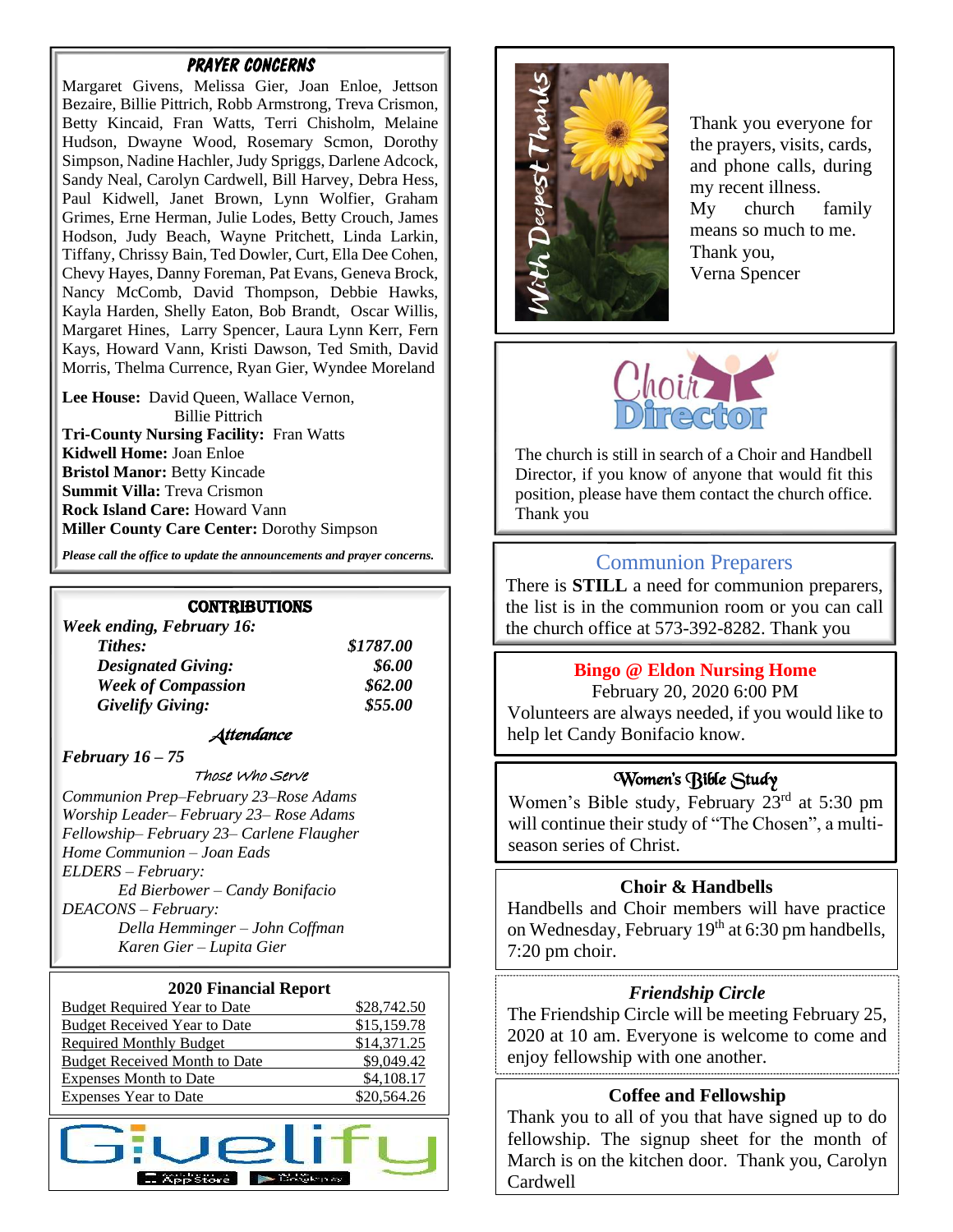## PRAYER CONCERNS

Margaret Givens, Melissa Gier, Joan Enloe, Jettson Bezaire, Billie Pittrich, Robb Armstrong, Treva Crismon, Betty Kincaid, Fran Watts, Terri Chisholm, Melaine Hudson, Dwayne Wood, Rosemary Scmon, Dorothy Simpson, Nadine Hachler, Judy Spriggs, Darlene Adcock, Sandy Neal, Carolyn Cardwell, Bill Harvey, Debra Hess, Paul Kidwell, Janet Brown, Lynn Wolfier, Graham Grimes, Erne Herman, Julie Lodes, Betty Crouch, James Hodson, Judy Beach, Wayne Pritchett, Linda Larkin, Tiffany, Chrissy Bain, Ted Dowler, Curt, Ella Dee Cohen, Chevy Hayes, Danny Foreman, Pat Evans, Geneva Brock, Nancy McComb, David Thompson, Debbie Hawks, Kayla Harden, Shelly Eaton, Bob Brandt, Oscar Willis, Margaret Hines, Larry Spencer, Laura Lynn Kerr, Fern Kays, Howard Vann, Kristi Dawson, Ted Smith, David Morris, Thelma Currence, Ryan Gier, Wyndee Moreland

**Lee House:** David Queen, Wallace Vernon, Billie Pittrich
**Tri-County Nursing Facility:** Fran Watts
**Kidwell Home:** Joan Enloe
**Bristol Manor:** Betty Kincade
**Summit Villa:** Treva Crismon
**Rock Island Care:** Howard Vann
**Miller County Care Center:** Dorothy Simpson

***Please call the office to update the announcements and prayer concerns.***

## CONTRIBUTIONS

***Week ending, February 16:***

| | |
|---|---|
| ***Tithes:*** | ***$1787.00*** |
| ***Designated Giving:*** | ***$6.00*** |
| ***Week of Compassion*** | ***$62.00*** |
| ***Givelify Giving:*** | ***$55.00*** |

### Attendance

***February 16 – 75***

*Those Who Serve*

*Communion Prep–February 23–Rose Adams*
*Worship Leader– February 23– Rose Adams*
*Fellowship– February 23– Carlene Flaugher*
*Home Communion – Joan Eads*
*ELDERS – February:*
*Ed Bierbower – Candy Bonifacio*
*DEACONS – February:*
*Della Hemminger – John Coffman*
*Karen Gier – Lupita Gier*

### 2020 Financial Report

| | |
|---|---|
| Budget Required Year to Date | $28,742.50 |
| Budget Received Year to Date | $15,159.78 |
| Required Monthly Budget | $14,371.25 |
| Budget Received Month to Date | $9,049.42 |
| Expenses Month to Date | $4,108.17 |
| Expenses Year to Date | $20,564.26 |

Givelify

*With Deepest Thanks*

Thank you everyone for the prayers, visits, cards, and phone calls, during my recent illness.
My church family means so much to me.
Thank you,
Verna Spencer

## Choir Director

The church is still in search of a Choir and Handbell Director, if you know of anyone that would fit this position, please have them contact the church office. Thank you

## Communion Preparers

There is **STILL** a need for communion preparers, the list is in the communion room or you can call the church office at 573-392-8282. Thank you

## Bingo @ Eldon Nursing Home

February 20, 2020 6:00 PM
Volunteers are always needed, if you would like to help let Candy Bonifacio know.

## Women's Bible Study

Women's Bible study, February 23rd at 5:30 pm will continue their study of "The Chosen", a multi-season series of Christ.

## Choir & Handbells

Handbells and Choir members will have practice on Wednesday, February 19th at 6:30 pm handbells, 7:20 pm choir.

## *Friendship Circle*

The Friendship Circle will be meeting February 25, 2020 at 10 am. Everyone is welcome to come and enjoy fellowship with one another.

## Coffee and Fellowship

Thank you to all of you that have signed up to do fellowship. The signup sheet for the month of March is on the kitchen door. Thank you, Carolyn Cardwell